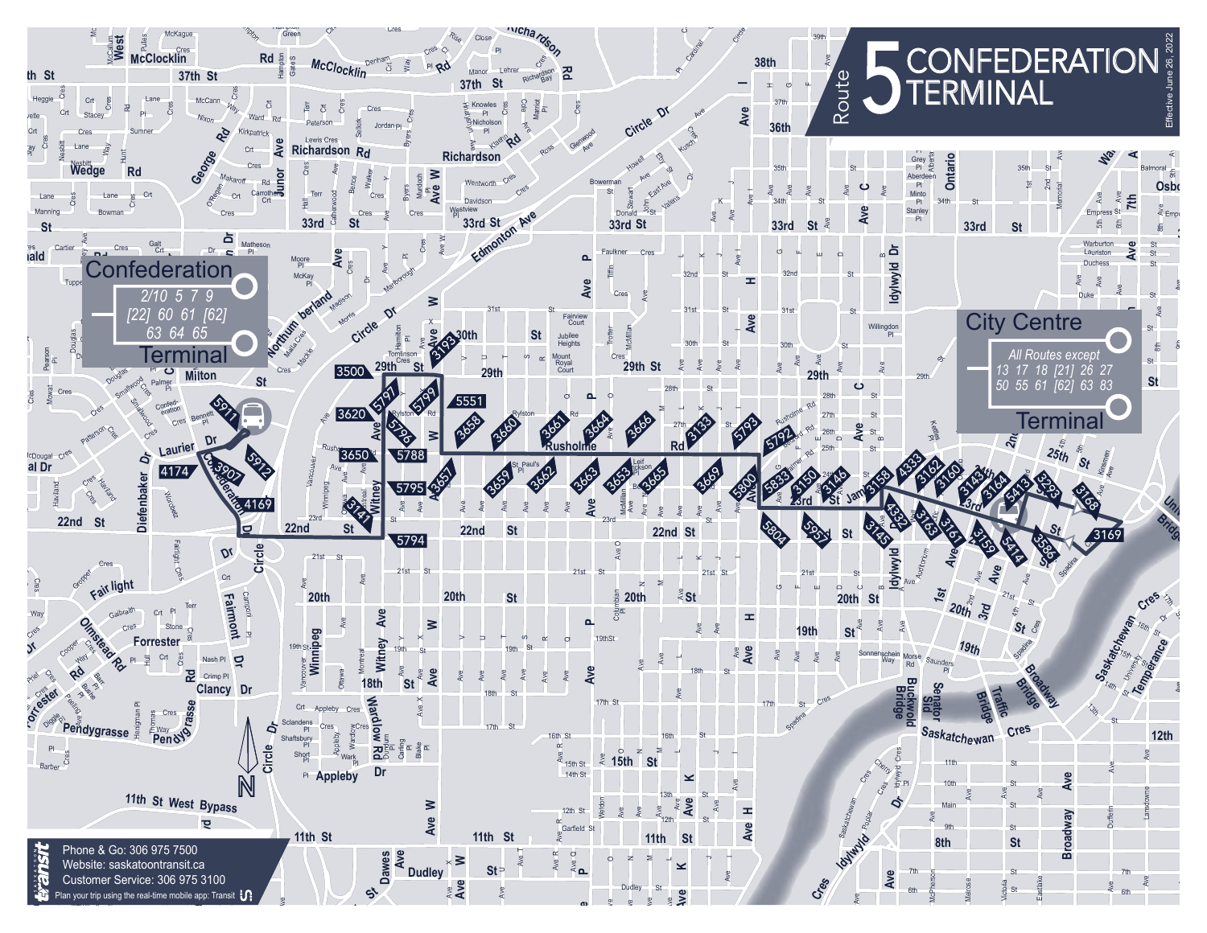# Route 5 CONFEDERATION TERMINAL

Effective June 26, 2022

**Confederation Terminal**

2/10 5 7 9
[22] 60 61 [62]
63 64 65

**City Centre Terminal**

All Routes except
13 17 18 [21] 26 27
50 55 61 [62] 63 83

Bus stops: 5911, 5912, 3907, 4174, 4169, 3141, 3500, 3620, 3650, 5797, 5799, 5796, 5788, 5795, 5794, 3193, 5551, 3658, 3680, 3661, 3664, 3656, 3657, 3659, 3662, 3663, 3653, 3665, 3669, 3133, 5793, 5792, 5800, 5833, 3150, 3146, 5804, 5957, 3158, 4333, 3162, 3160, 3143, 3164, 5413, 3293, 3168, 3169, 4332, 3145, 3163, 3161, 3159, 5414, 3586

Phone & Go: 306 975 7500
Website: saskatoontransit.ca
Customer Service: 306 975 3100
Plan your trip using the real-time mobile app: Transit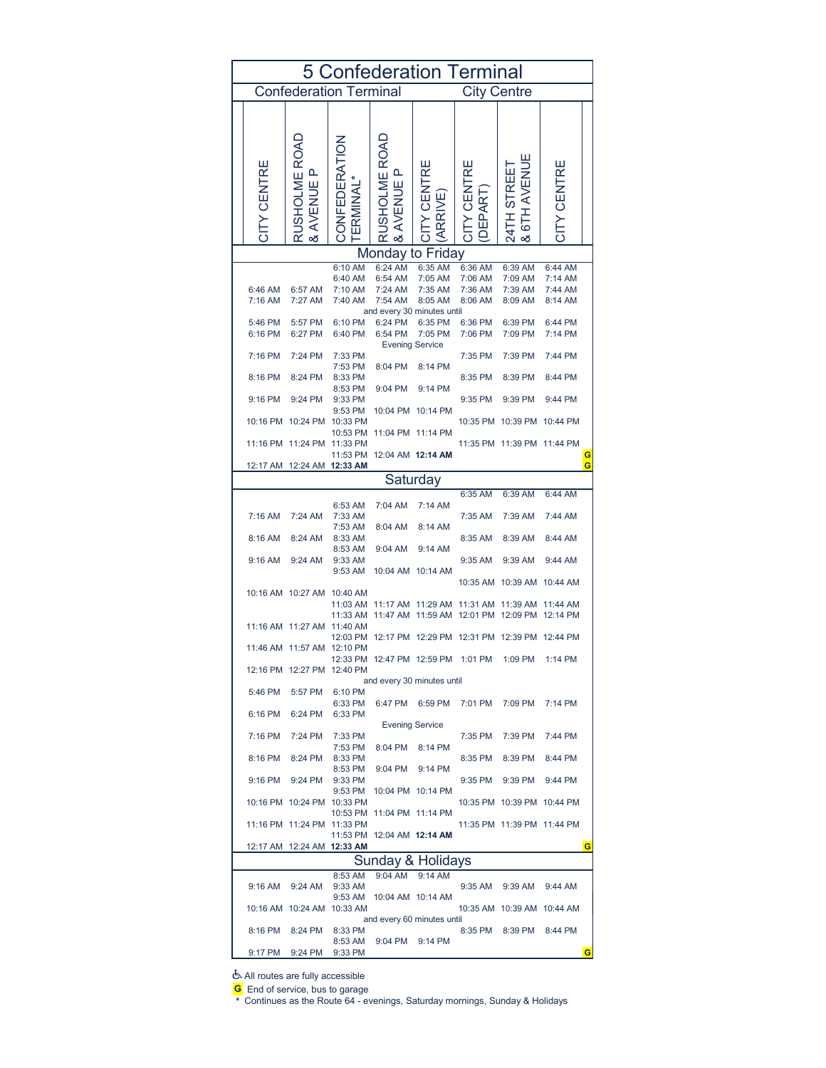# 5 Confederation Terminal

| Confederation Terminal | | | | | City Centre | | | |
|---|---|---|---|---|---|---|---|---|
| CITY CENTRE | RUSHOLME ROAD & AVENUE P | CONFEDERATION TERMINAL* | RUSHOLME ROAD & AVENUE P | CITY CENTRE (ARRIVE) | CITY CENTRE (DEPART) | 24TH STREET & 6TH AVENUE | CITY CENTRE | |
| **Monday to Friday** | | | | | | | | |
| | | 6:10 AM | 6:24 AM | 6:35 AM | 6:36 AM | 6:39 AM | 6:44 AM | |
| | | 6:40 AM | 6:54 AM | 7:05 AM | 7:06 AM | 7:09 AM | 7:14 AM | |
| 6:46 AM | 6:57 AM | 7:10 AM | 7:24 AM | 7:35 AM | 7:36 AM | 7:39 AM | 7:44 AM | |
| 7:16 AM | 7:27 AM | 7:40 AM | 7:54 AM | 8:05 AM | 8:06 AM | 8:09 AM | 8:14 AM | |
| and every 30 minutes until | | | | | | | | |
| 5:46 PM | 5:57 PM | 6:10 PM | 6:24 PM | 6:35 PM | 6:36 PM | 6:39 PM | 6:44 PM | |
| 6:16 PM | 6:27 PM | 6:40 PM | 6:54 PM | 7:05 PM | 7:06 PM | 7:09 PM | 7:14 PM | |
| Evening Service | | | | | | | | |
| 7:16 PM | 7:24 PM | 7:33 PM | | | 7:35 PM | 7:39 PM | 7:44 PM | |
| | | 7:53 PM | 8:04 PM | 8:14 PM | | | | |
| 8:16 PM | 8:24 PM | 8:33 PM | | | 8:35 PM | 8:39 PM | 8:44 PM | |
| | | 8:53 PM | 9:04 PM | 9:14 PM | | | | |
| 9:16 PM | 9:24 PM | 9:33 PM | | | 9:35 PM | 9:39 PM | 9:44 PM | |
| | | 9:53 PM | 10:04 PM | 10:14 PM | | | | |
| 10:16 PM | 10:24 PM | 10:33 PM | | | 10:35 PM | 10:39 PM | 10:44 PM | |
| | | 10:53 PM | 11:04 PM | 11:14 PM | | | | |
| 11:16 PM | 11:24 PM | 11:33 PM | | | 11:35 PM | 11:39 PM | 11:44 PM | |
| | | 11:53 PM | 12:04 AM | **12:14 AM** | | | | G |
| 12:17 AM | 12:24 AM | **12:33 AM** | | | | | | G |
| **Saturday** | | | | | | | | |
| | | | | | 6:35 AM | 6:39 AM | 6:44 AM | |
| | | 6:53 AM | 7:04 AM | 7:14 AM | | | | |
| 7:16 AM | 7:24 AM | 7:33 AM | | | 7:35 AM | 7:39 AM | 7:44 AM | |
| | | 7:53 AM | 8:04 AM | 8:14 AM | | | | |
| 8:16 AM | 8:24 AM | 8:33 AM | | | 8:35 AM | 8:39 AM | 8:44 AM | |
| | | 8:53 AM | 9:04 AM | 9:14 AM | | | | |
| 9:16 AM | 9:24 AM | 9:33 AM | | | 9:35 AM | 9:39 AM | 9:44 AM | |
| | | 9:53 AM | 10:04 AM | 10:14 AM | | | | |
| | | | | | 10:35 AM | 10:39 AM | 10:44 AM | |
| 10:16 AM | 10:27 AM | 10:40 AM | | | | | | |
| | | 11:03 AM | 11:17 AM | 11:29 AM | 11:31 AM | 11:39 AM | 11:44 AM | |
| | | 11:33 AM | 11:47 AM | 11:59 AM | 12:01 PM | 12:09 PM | 12:14 PM | |
| 11:16 AM | 11:27 AM | 11:40 AM | | | | | | |
| | | 12:03 PM | 12:17 PM | 12:29 PM | 12:31 PM | 12:39 PM | 12:44 PM | |
| 11:46 AM | 11:57 AM | 12:10 PM | | | | | | |
| | | 12:33 PM | 12:47 PM | 12:59 PM | 1:01 PM | 1:09 PM | 1:14 PM | |
| 12:16 PM | 12:27 PM | 12:40 PM | | | | | | |
| and every 30 minutes until | | | | | | | | |
| 5:46 PM | 5:57 PM | 6:10 PM | | | | | | |
| | | 6:33 PM | 6:47 PM | 6:59 PM | 7:01 PM | 7:09 PM | 7:14 PM | |
| 6:16 PM | 6:24 PM | 6:33 PM | | | | | | |
| Evening Service | | | | | | | | |
| 7:16 PM | 7:24 PM | 7:33 PM | | | 7:35 PM | 7:39 PM | 7:44 PM | |
| | | 7:53 PM | 8:04 PM | 8:14 PM | | | | |
| 8:16 PM | 8:24 PM | 8:33 PM | | | 8:35 PM | 8:39 PM | 8:44 PM | |
| | | 8:53 PM | 9:04 PM | 9:14 PM | | | | |
| 9:16 PM | 9:24 PM | 9:33 PM | | | 9:35 PM | 9:39 PM | 9:44 PM | |
| | | 9:53 PM | 10:04 PM | 10:14 PM | | | | |
| 10:16 PM | 10:24 PM | 10:33 PM | | | 10:35 PM | 10:39 PM | 10:44 PM | |
| | | 10:53 PM | 11:04 PM | 11:14 PM | | | | |
| 11:16 PM | 11:24 PM | 11:33 PM | | | 11:35 PM | 11:39 PM | 11:44 PM | |
| | | 11:53 PM | 12:04 AM | **12:14 AM** | | | | |
| 12:17 AM | 12:24 AM | **12:33 AM** | | | | | | G |
| **Sunday & Holidays** | | | | | | | | |
| | | 8:53 AM | 9:04 AM | 9:14 AM | | | | |
| 9:16 AM | 9:24 AM | 9:33 AM | | | 9:35 AM | 9:39 AM | 9:44 AM | |
| | | 9:53 AM | 10:04 AM | 10:14 AM | | | | |
| 10:16 AM | 10:24 AM | 10:33 AM | | | 10:35 AM | 10:39 AM | 10:44 AM | |
| and every 60 minutes until | | | | | | | | |
| 8:16 PM | 8:24 PM | 8:33 PM | | | 8:35 PM | 8:39 PM | 8:44 PM | |
| | | 8:53 AM | 9:04 PM | 9:14 PM | | | | |
| 9:17 PM | 9:24 PM | 9:33 PM | | | | | | G |

♿ All routes are fully accessible

**G** End of service, bus to garage

\* Continues as the Route 64 - evenings, Saturday mornings, Sunday & Holidays